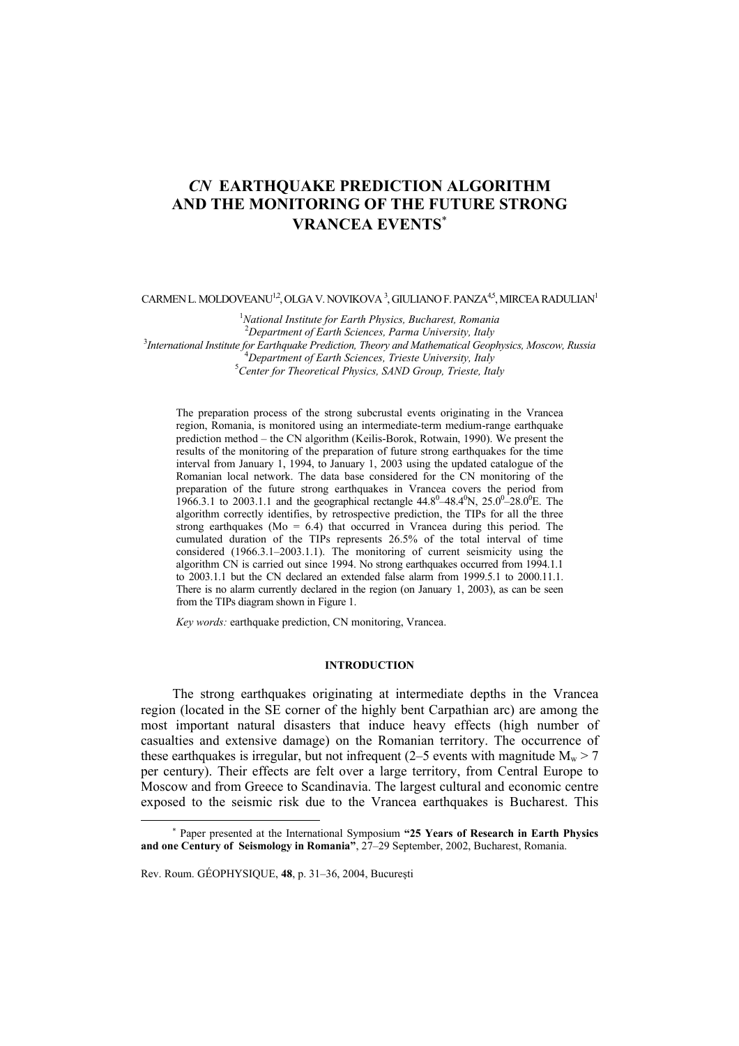# *CN* EARTHQUAKE PREDICTION ALGORITHM AND THE MONITORING OF THE FUTURE STRONG VRANCEA EVENTS*

CARMEN L. MOLDOVEANU[1,2], OLGA V. NOVIKOVA[3], GIULIANO F. PANZA[4,5], MIRCEA RADULIAN[1]

[1]*National Institute for Earth Physics, Bucharest, Romania*
[2]*Department of Earth Sciences, Parma University, Italy*
[3]*International Institute for Earthquake Prediction, Theory and Mathematical Geophysics, Moscow, Russia*
[4]*Department of Earth Sciences, Trieste University, Italy*
[5]*Center for Theoretical Physics, SAND Group, Trieste, Italy*

The preparation process of the strong subcrustal events originating in the Vrancea region, Romania, is monitored using an intermediate-term medium-range earthquake prediction method – the CN algorithm (Keilis-Borok, Rotwain, 1990). We present the results of the monitoring of the preparation of future strong earthquakes for the time interval from January 1, 1994, to January 1, 2003 using the updated catalogue of the Romanian local network. The data base considered for the CN monitoring of the preparation of the future strong earthquakes in Vrancea covers the period from 1966.3.1 to 2003.1.1 and the geographical rectangle $44.8^0$–$48.4^0$N, $25.0^0$–$28.0^0$E. The algorithm correctly identifies, by retrospective prediction, the TIPs for all the three strong earthquakes (Mo = 6.4) that occurred in Vrancea during this period. The cumulated duration of the TIPs represents 26.5% of the total interval of time considered (1966.3.1–2003.1.1). The monitoring of current seismicity using the algorithm CN is carried out since 1994. No strong earthquakes occurred from 1994.1.1 to 2003.1.1 but the CN declared an extended false alarm from 1999.5.1 to 2000.11.1. There is no alarm currently declared in the region (on January 1, 2003), as can be seen from the TIPs diagram shown in Figure 1.

*Key words:* earthquake prediction, CN monitoring, Vrancea.

## INTRODUCTION

The strong earthquakes originating at intermediate depths in the Vrancea region (located in the SE corner of the highly bent Carpathian arc) are among the most important natural disasters that induce heavy effects (high number of casualties and extensive damage) on the Romanian territory. The occurrence of these earthquakes is irregular, but not infrequent (2–5 events with magnitude $M_w > 7$ per century). Their effects are felt over a large territory, from Central Europe to Moscow and from Greece to Scandinavia. The largest cultural and economic centre exposed to the seismic risk due to the Vrancea earthquakes is Bucharest. This

---

\* Paper presented at the International Symposium **"25 Years of Research in Earth Physics and one Century of Seismology in Romania"**, 27–29 September, 2002, Bucharest, Romania.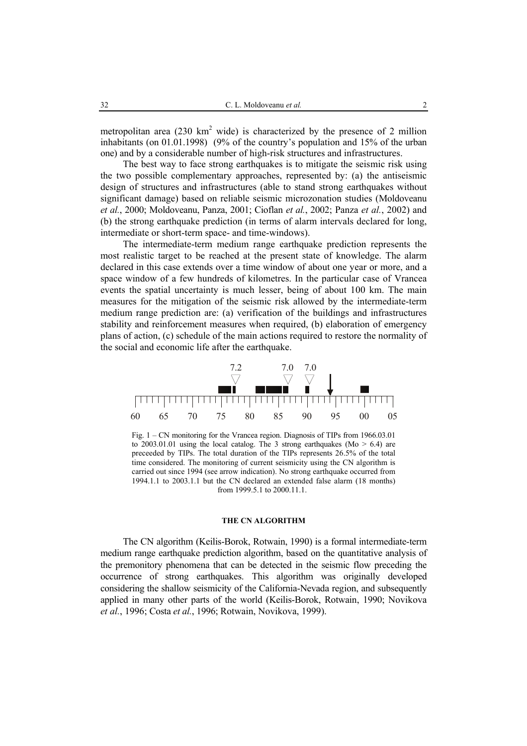metropolitan area (230 km$^2$ wide) is characterized by the presence of 2 million inhabitants (on 01.01.1998) (9% of the country's population and 15% of the urban one) and by a considerable number of high-risk structures and infrastructures.

The best way to face strong earthquakes is to mitigate the seismic risk using the two possible complementary approaches, represented by: (a) the antiseismic design of structures and infrastructures (able to stand strong earthquakes without significant damage) based on reliable seismic microzonation studies (Moldoveanu *et al.*, 2000; Moldoveanu, Panza, 2001; Cioflan *et al.*, 2002; Panza *et al.*, 2002) and (b) the strong earthquake prediction (in terms of alarm intervals declared for long, intermediate or short-term space- and time-windows).

The intermediate-term medium range earthquake prediction represents the most realistic target to be reached at the present state of knowledge. The alarm declared in this case extends over a time window of about one year or more, and a space window of a few hundreds of kilometres. In the particular case of Vrancea events the spatial uncertainty is much lesser, being of about 100 km. The main measures for the mitigation of the seismic risk allowed by the intermediate-term medium range prediction are: (a) verification of the buildings and infrastructures stability and reinforcement measures when required, (b) elaboration of emergency plans of action, (c) schedule of the main actions required to restore the normality of the social and economic life after the earthquake.

Fig. 1 – CN monitoring for the Vrancea region. Diagnosis of TIPs from 1966.03.01 to 2003.01.01 using the local catalog. The 3 strong earthquakes (Mo > 6.4) are preceeded by TIPs. The total duration of the TIPs represents 26.5% of the total time considered. The monitoring of current seismicity using the CN algorithm is carried out since 1994 (see arrow indication). No strong earthquake occurred from 1994.1.1 to 2003.1.1 but the CN declared an extended false alarm (18 months) from 1999.5.1 to 2000.11.1.

#### THE CN ALGORITHM

The CN algorithm (Keilis-Borok, Rotwain, 1990) is a formal intermediate-term medium range earthquake prediction algorithm, based on the quantitative analysis of the premonitory phenomena that can be detected in the seismic flow preceding the occurrence of strong earthquakes. This algorithm was originally developed considering the shallow seismicity of the California-Nevada region, and subsequently applied in many other parts of the world (Keilis-Borok, Rotwain, 1990; Novikova *et al.*, 1996; Costa *et al.*, 1996; Rotwain, Novikova, 1999).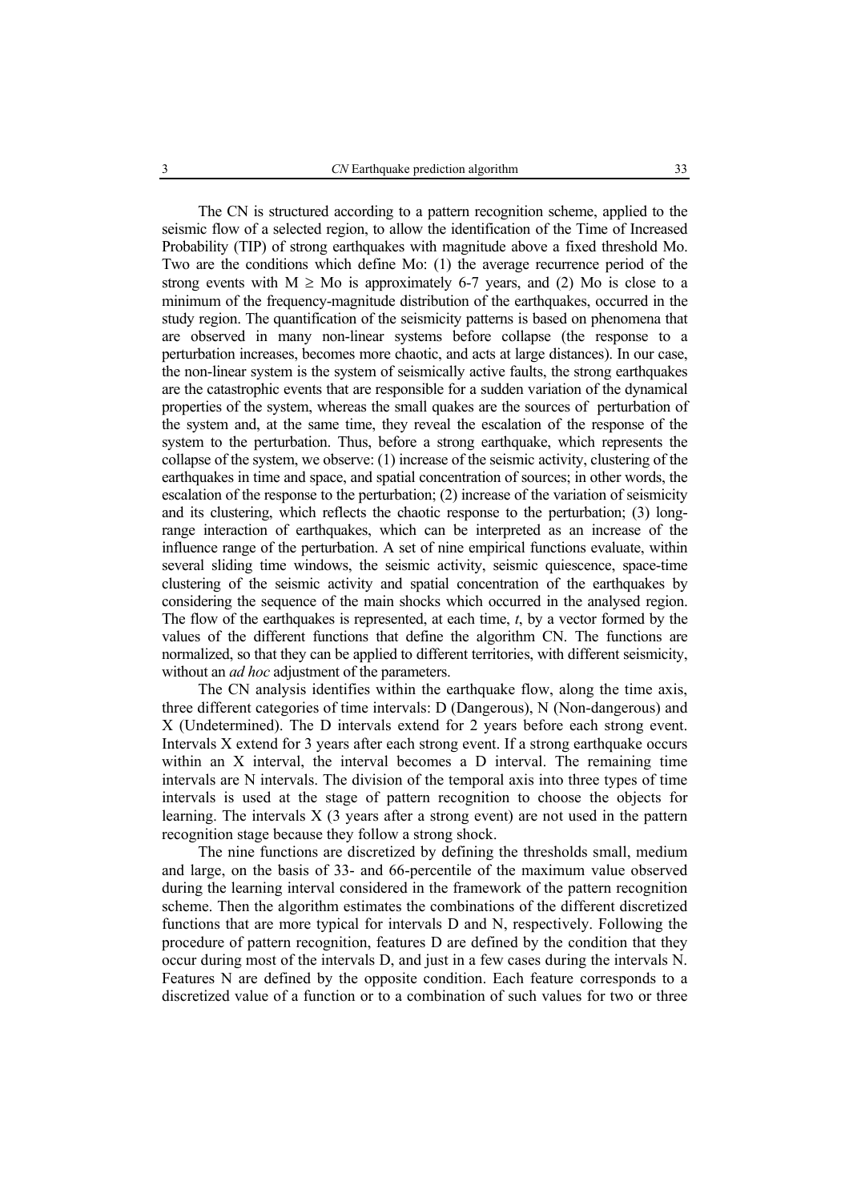The CN is structured according to a pattern recognition scheme, applied to the seismic flow of a selected region, to allow the identification of the Time of Increased Probability (TIP) of strong earthquakes with magnitude above a fixed threshold Mo. Two are the conditions which define Mo: (1) the average recurrence period of the strong events with M ≥ Mo is approximately 6-7 years, and (2) Mo is close to a minimum of the frequency-magnitude distribution of the earthquakes, occurred in the study region. The quantification of the seismicity patterns is based on phenomena that are observed in many non-linear systems before collapse (the response to a perturbation increases, becomes more chaotic, and acts at large distances). In our case, the non-linear system is the system of seismically active faults, the strong earthquakes are the catastrophic events that are responsible for a sudden variation of the dynamical properties of the system, whereas the small quakes are the sources of perturbation of the system and, at the same time, they reveal the escalation of the response of the system to the perturbation. Thus, before a strong earthquake, which represents the collapse of the system, we observe: (1) increase of the seismic activity, clustering of the earthquakes in time and space, and spatial concentration of sources; in other words, the escalation of the response to the perturbation; (2) increase of the variation of seismicity and its clustering, which reflects the chaotic response to the perturbation; (3) long-range interaction of earthquakes, which can be interpreted as an increase of the influence range of the perturbation. A set of nine empirical functions evaluate, within several sliding time windows, the seismic activity, seismic quiescence, space-time clustering of the seismic activity and spatial concentration of the earthquakes by considering the sequence of the main shocks which occurred in the analysed region. The flow of the earthquakes is represented, at each time, *t*, by a vector formed by the values of the different functions that define the algorithm CN. The functions are normalized, so that they can be applied to different territories, with different seismicity, without an *ad hoc* adjustment of the parameters.

The CN analysis identifies within the earthquake flow, along the time axis, three different categories of time intervals: D (Dangerous), N (Non-dangerous) and X (Undetermined). The D intervals extend for 2 years before each strong event. Intervals X extend for 3 years after each strong event. If a strong earthquake occurs within an X interval, the interval becomes a D interval. The remaining time intervals are N intervals. The division of the temporal axis into three types of time intervals is used at the stage of pattern recognition to choose the objects for learning. The intervals X (3 years after a strong event) are not used in the pattern recognition stage because they follow a strong shock.

The nine functions are discretized by defining the thresholds small, medium and large, on the basis of 33- and 66-percentile of the maximum value observed during the learning interval considered in the framework of the pattern recognition scheme. Then the algorithm estimates the combinations of the different discretized functions that are more typical for intervals D and N, respectively. Following the procedure of pattern recognition, features D are defined by the condition that they occur during most of the intervals D, and just in a few cases during the intervals N. Features N are defined by the opposite condition. Each feature corresponds to a discretized value of a function or to a combination of such values for two or three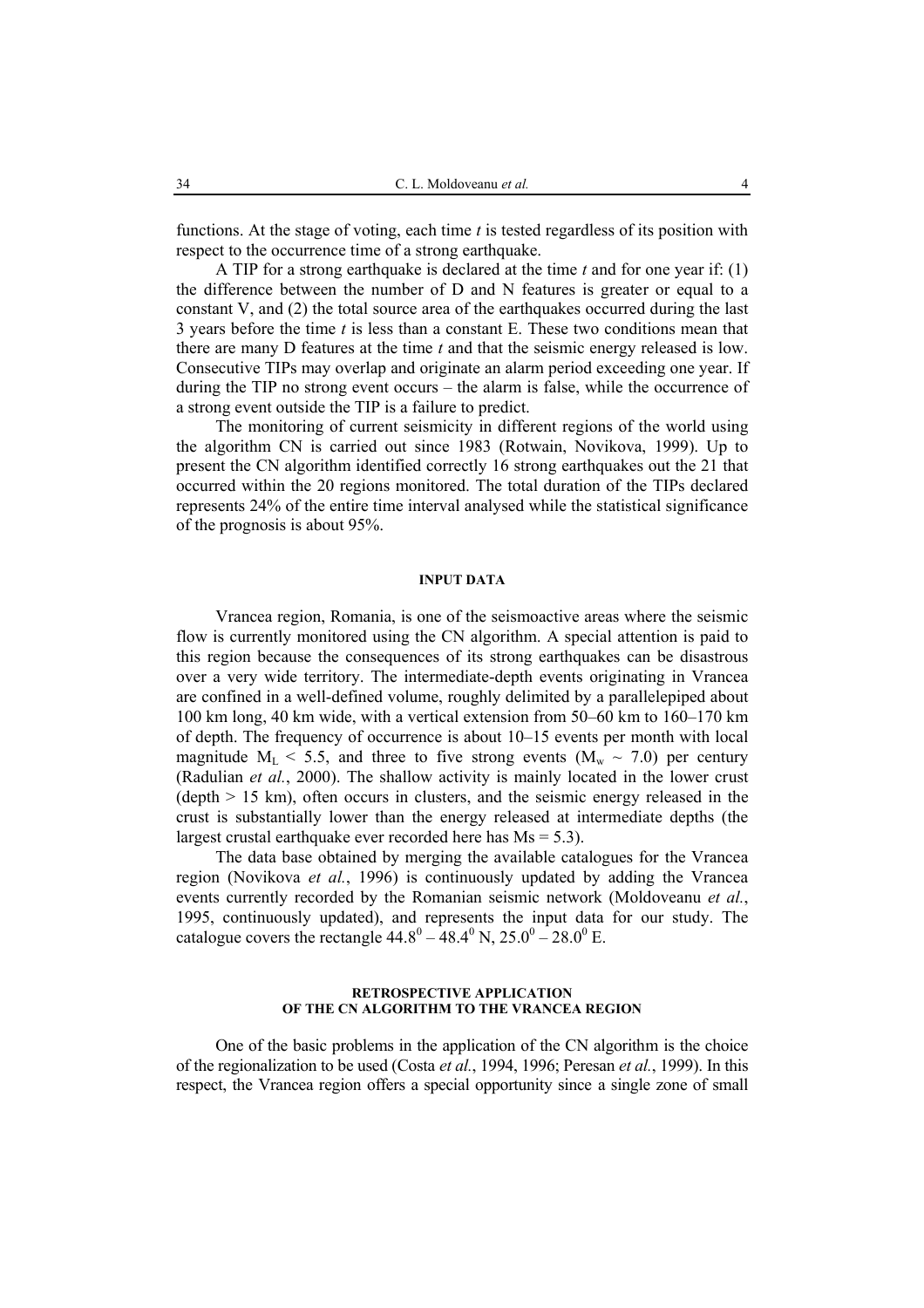functions. At the stage of voting, each time *t* is tested regardless of its position with respect to the occurrence time of a strong earthquake.

A TIP for a strong earthquake is declared at the time *t* and for one year if: (1) the difference between the number of D and N features is greater or equal to a constant V, and (2) the total source area of the earthquakes occurred during the last 3 years before the time *t* is less than a constant E. These two conditions mean that there are many D features at the time *t* and that the seismic energy released is low. Consecutive TIPs may overlap and originate an alarm period exceeding one year. If during the TIP no strong event occurs – the alarm is false, while the occurrence of a strong event outside the TIP is a failure to predict.

The monitoring of current seismicity in different regions of the world using the algorithm CN is carried out since 1983 (Rotwain, Novikova, 1999). Up to present the CN algorithm identified correctly 16 strong earthquakes out the 21 that occurred within the 20 regions monitored. The total duration of the TIPs declared represents 24% of the entire time interval analysed while the statistical significance of the prognosis is about 95%.

## INPUT DATA

Vrancea region, Romania, is one of the seismoactive areas where the seismic flow is currently monitored using the CN algorithm. A special attention is paid to this region because the consequences of its strong earthquakes can be disastrous over a very wide territory. The intermediate-depth events originating in Vrancea are confined in a well-defined volume, roughly delimited by a parallelepiped about 100 km long, 40 km wide, with a vertical extension from 50–60 km to 160–170 km of depth. The frequency of occurrence is about 10–15 events per month with local magnitude $M_L < 5.5$, and three to five strong events ($M_w \sim 7.0$) per century (Radulian *et al.*, 2000). The shallow activity is mainly located in the lower crust (depth > 15 km), often occurs in clusters, and the seismic energy released in the crust is substantially lower than the energy released at intermediate depths (the largest crustal earthquake ever recorded here has $Ms = 5.3$).

The data base obtained by merging the available catalogues for the Vrancea region (Novikova *et al.*, 1996) is continuously updated by adding the Vrancea events currently recorded by the Romanian seismic network (Moldoveanu *et al.*, 1995, continuously updated), and represents the input data for our study. The catalogue covers the rectangle $44.8^0 – 48.4^0$ N, $25.0^0 – 28.0^0$ E.

## RETROSPECTIVE APPLICATION OF THE CN ALGORITHM TO THE VRANCEA REGION

One of the basic problems in the application of the CN algorithm is the choice of the regionalization to be used (Costa *et al.*, 1994, 1996; Peresan *et al.*, 1999). In this respect, the Vrancea region offers a special opportunity since a single zone of small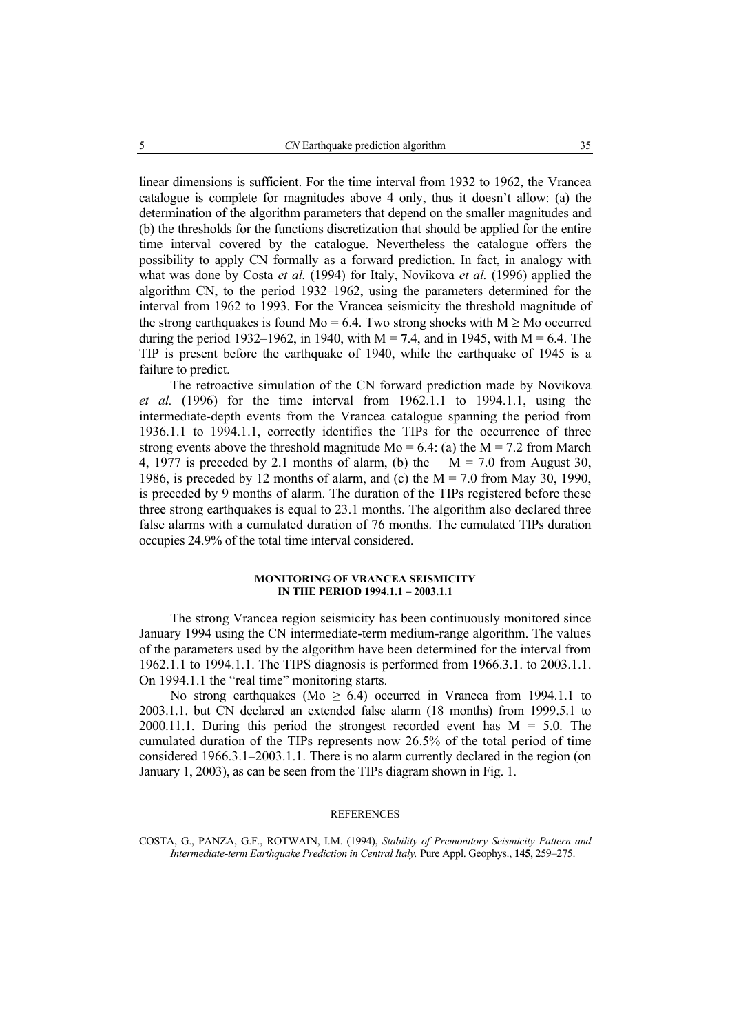linear dimensions is sufficient. For the time interval from 1932 to 1962, the Vrancea catalogue is complete for magnitudes above 4 only, thus it doesn't allow: (a) the determination of the algorithm parameters that depend on the smaller magnitudes and (b) the thresholds for the functions discretization that should be applied for the entire time interval covered by the catalogue. Nevertheless the catalogue offers the possibility to apply CN formally as a forward prediction. In fact, in analogy with what was done by Costa *et al.* (1994) for Italy, Novikova *et al.* (1996) applied the algorithm CN, to the period 1932–1962, using the parameters determined for the interval from 1962 to 1993. For the Vrancea seismicity the threshold magnitude of the strong earthquakes is found $Mo = 6.4$. Two strong shocks with $M \geq Mo$ occurred during the period 1932–1962, in 1940, with $M = 7.4$, and in 1945, with $M = 6.4$. The TIP is present before the earthquake of 1940, while the earthquake of 1945 is a failure to predict.

The retroactive simulation of the CN forward prediction made by Novikova *et al.* (1996) for the time interval from 1962.1.1 to 1994.1.1, using the intermediate-depth events from the Vrancea catalogue spanning the period from 1936.1.1 to 1994.1.1, correctly identifies the TIPs for the occurrence of three strong events above the threshold magnitude $Mo = 6.4$: (a) the $M = 7.2$ from March 4, 1977 is preceded by 2.1 months of alarm, (b) the $M = 7.0$ from August 30, 1986, is preceded by 12 months of alarm, and (c) the $M = 7.0$ from May 30, 1990, is preceded by 9 months of alarm. The duration of the TIPs registered before these three strong earthquakes is equal to 23.1 months. The algorithm also declared three false alarms with a cumulated duration of 76 months. The cumulated TIPs duration occupies 24.9% of the total time interval considered.

## MONITORING OF VRANCEA SEISMICITY IN THE PERIOD 1994.1.1 – 2003.1.1

The strong Vrancea region seismicity has been continuously monitored since January 1994 using the CN intermediate-term medium-range algorithm. The values of the parameters used by the algorithm have been determined for the interval from 1962.1.1 to 1994.1.1. The TIPS diagnosis is performed from 1966.3.1. to 2003.1.1. On 1994.1.1 the "real time" monitoring starts.

No strong earthquakes ($Mo \geq 6.4$) occurred in Vrancea from 1994.1.1 to 2003.1.1. but CN declared an extended false alarm (18 months) from 1999.5.1 to 2000.11.1. During this period the strongest recorded event has $M = 5.0$. The cumulated duration of the TIPs represents now 26.5% of the total period of time considered 1966.3.1–2003.1.1. There is no alarm currently declared in the region (on January 1, 2003), as can be seen from the TIPs diagram shown in Fig. 1.

## REFERENCES

COSTA, G., PANZA, G.F., ROTWAIN, I.M. (1994), *Stability of Premonitory Seismicity Pattern and Intermediate-term Earthquake Prediction in Central Italy.* Pure Appl. Geophys., **145**, 259–275.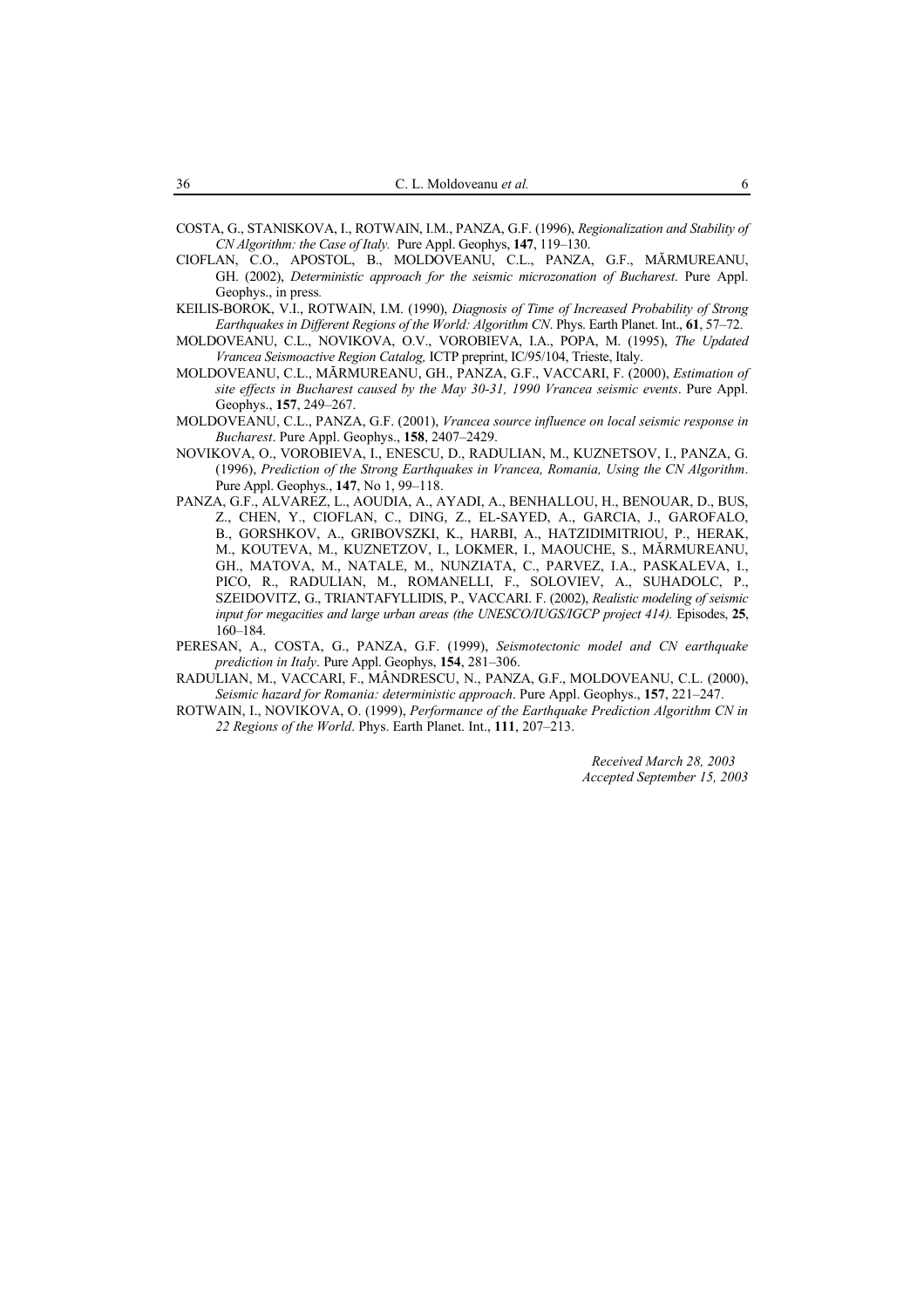COSTA, G., STANISKOVA, I., ROTWAIN, I.M., PANZA, G.F. (1996), *Regionalization and Stability of CN Algorithm: the Case of Italy.* Pure Appl. Geophys, **147**, 119–130.

CIOFLAN, C.O., APOSTOL, B., MOLDOVEANU, C.L., PANZA, G.F., MĂRMUREANU, GH. (2002), *Deterministic approach for the seismic microzonation of Bucharest*. Pure Appl. Geophys., in press*.*

KEILIS-BOROK, V.I., ROTWAIN, I.M. (1990), *Diagnosis of Time of Increased Probability of Strong Earthquakes in Different Regions of the World: Algorithm CN*. Phys. Earth Planet. Int., **61**, 57–72.

MOLDOVEANU, C.L., NOVIKOVA, O.V., VOROBIEVA, I.A., POPA, M. (1995), *The Updated Vrancea Seismoactive Region Catalog,* ICTP preprint, IC/95/104, Trieste, Italy.

MOLDOVEANU, C.L., MĂRMUREANU, GH., PANZA, G.F., VACCARI, F. (2000), *Estimation of site effects in Bucharest caused by the May 30-31, 1990 Vrancea seismic events*. Pure Appl. Geophys., **157**, 249–267.

MOLDOVEANU, C.L., PANZA, G.F. (2001), *Vrancea source influence on local seismic response in Bucharest*. Pure Appl. Geophys., **158**, 2407–2429.

NOVIKOVA, O., VOROBIEVA, I., ENESCU, D., RADULIAN, M., KUZNETSOV, I., PANZA, G. (1996), *Prediction of the Strong Earthquakes in Vrancea, Romania, Using the CN Algorithm*. Pure Appl. Geophys., **147**, No 1, 99–118.

PANZA, G.F., ALVAREZ, L., AOUDIA, A., AYADI, A., BENHALLOU, H., BENOUAR, D., BUS, Z., CHEN, Y., CIOFLAN, C., DING, Z., EL-SAYED, A., GARCIA, J., GAROFALO, B., GORSHKOV, A., GRIBOVSZKI, K., HARBI, A., HATZIDIMITRIOU, P., HERAK, M., KOUTEVA, M., KUZNETZOV, I., LOKMER, I., MAOUCHE, S., MĂRMUREANU, GH., MATOVA, M., NATALE, M., NUNZIATA, C., PARVEZ, I.A., PASKALEVA, I., PICO, R., RADULIAN, M., ROMANELLI, F., SOLOVIEV, A., SUHADOLC, P., SZEIDOVITZ, G., TRIANTAFYLLIDIS, P., VACCARI. F. (2002), *Realistic modeling of seismic input for megacities and large urban areas (the UNESCO/IUGS/IGCP project 414).* Episodes, **25**, 160–184.

PERESAN, A., COSTA, G., PANZA, G.F. (1999), *Seismotectonic model and CN earthquake prediction in Italy*. Pure Appl. Geophys, **154**, 281–306.

RADULIAN, M., VACCARI, F., MÂNDRESCU, N., PANZA, G.F., MOLDOVEANU, C.L. (2000), *Seismic hazard for Romania: deterministic approach*. Pure Appl. Geophys., **157**, 221–247.

ROTWAIN, I., NOVIKOVA, O. (1999), *Performance of the Earthquake Prediction Algorithm CN in 22 Regions of the World*. Phys. Earth Planet. Int., **111**, 207–213.

*Received March 28, 2003*
*Accepted September 15, 2003*